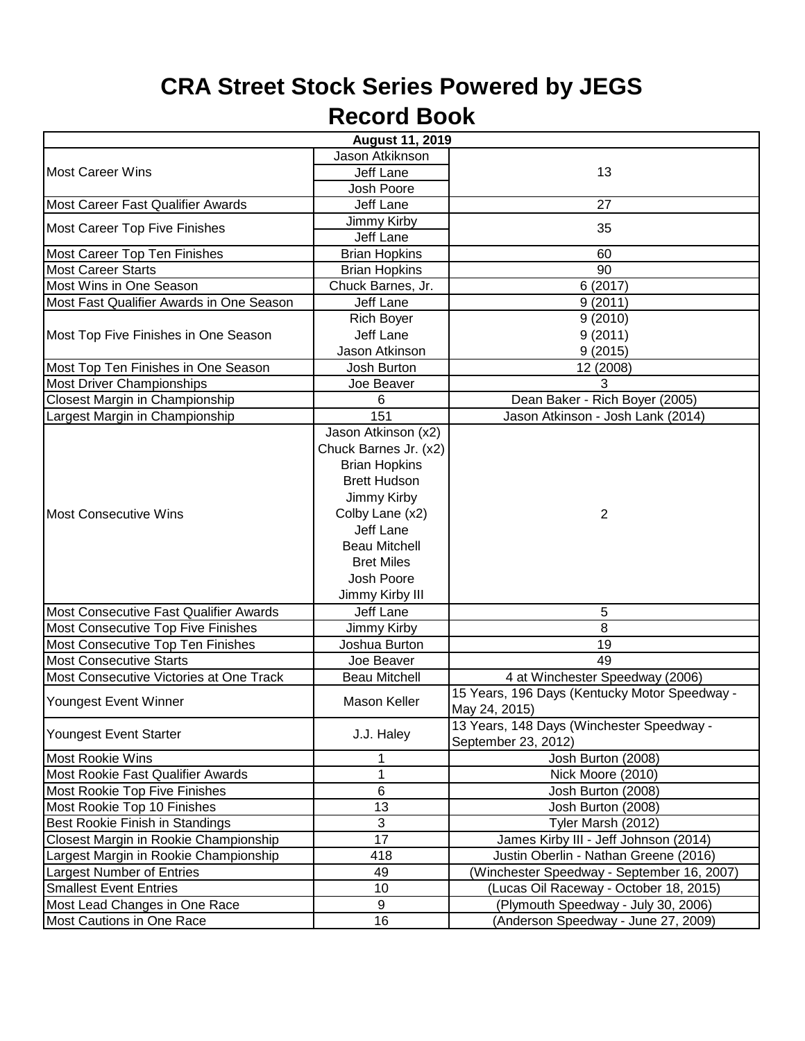# CRA Street Stock Series Powered by JEGS
# Record Book

| August 11, 2019 | | |
|---|---|---|
| Most Career Wins | Jason Atkiknson<br>Jeff Lane<br>Josh Poore | 13 |
| Most Career Fast Qualifier Awards | Jeff Lane | 27 |
| Most Career Top Five Finishes | Jimmy Kirby<br>Jeff Lane | 35 |
| Most Career Top Ten Finishes | Brian Hopkins | 60 |
| Most Career Starts | Brian Hopkins | 90 |
| Most Wins in One Season | Chuck Barnes, Jr. | 6 (2017) |
| Most Fast Qualifier Awards in One Season | Jeff Lane | 9 (2011) |
| Most Top Five Finishes in One Season | Rich Boyer<br>Jeff Lane<br>Jason Atkinson | 9 (2010)<br>9 (2011)<br>9 (2015) |
| Most Top Ten Finishes in One Season | Josh Burton | 12 (2008) |
| Most Driver Championships | Joe Beaver | 3 |
| Closest Margin in Championship | 6 | Dean Baker - Rich Boyer (2005) |
| Largest Margin in Championship | 151 | Jason Atkinson - Josh Lank (2014) |
| Most Consecutive Wins | Jason Atkinson (x2)<br>Chuck Barnes Jr. (x2)<br>Brian Hopkins<br>Brett Hudson<br>Jimmy Kirby<br>Colby Lane (x2)<br>Jeff Lane<br>Beau Mitchell<br>Bret Miles<br>Josh Poore<br>Jimmy Kirby III | 2 |
| Most Consecutive Fast Qualifier Awards | Jeff Lane | 5 |
| Most Consecutive Top Five Finishes | Jimmy Kirby | 8 |
| Most Consecutive Top Ten Finishes | Joshua Burton | 19 |
| Most Consecutive Starts | Joe Beaver | 49 |
| Most Consecutive Victories at One Track | Beau Mitchell | 4 at Winchester Speedway (2006) |
| Youngest Event Winner | Mason Keller | 15 Years, 196 Days (Kentucky Motor Speedway - May 24, 2015) |
| Youngest Event Starter | J.J. Haley | 13 Years, 148 Days (Winchester Speedway - September 23, 2012) |
| Most Rookie Wins | 1 | Josh Burton (2008) |
| Most Rookie Fast Qualifier Awards | 1 | Nick Moore (2010) |
| Most Rookie Top Five Finishes | 6 | Josh Burton (2008) |
| Most Rookie Top 10 Finishes | 13 | Josh Burton (2008) |
| Best Rookie Finish in Standings | 3 | Tyler Marsh (2012) |
| Closest Margin in Rookie Championship | 17 | James Kirby III - Jeff Johnson (2014) |
| Largest Margin in Rookie Championship | 418 | Justin Oberlin - Nathan Greene (2016) |
| Largest Number of Entries | 49 | (Winchester Speedway - September 16, 2007) |
| Smallest Event Entries | 10 | (Lucas Oil Raceway - October 18, 2015) |
| Most Lead Changes in One Race | 9 | (Plymouth Speedway - July 30, 2006) |
| Most Cautions in One Race | 16 | (Anderson Speedway - June 27, 2009) |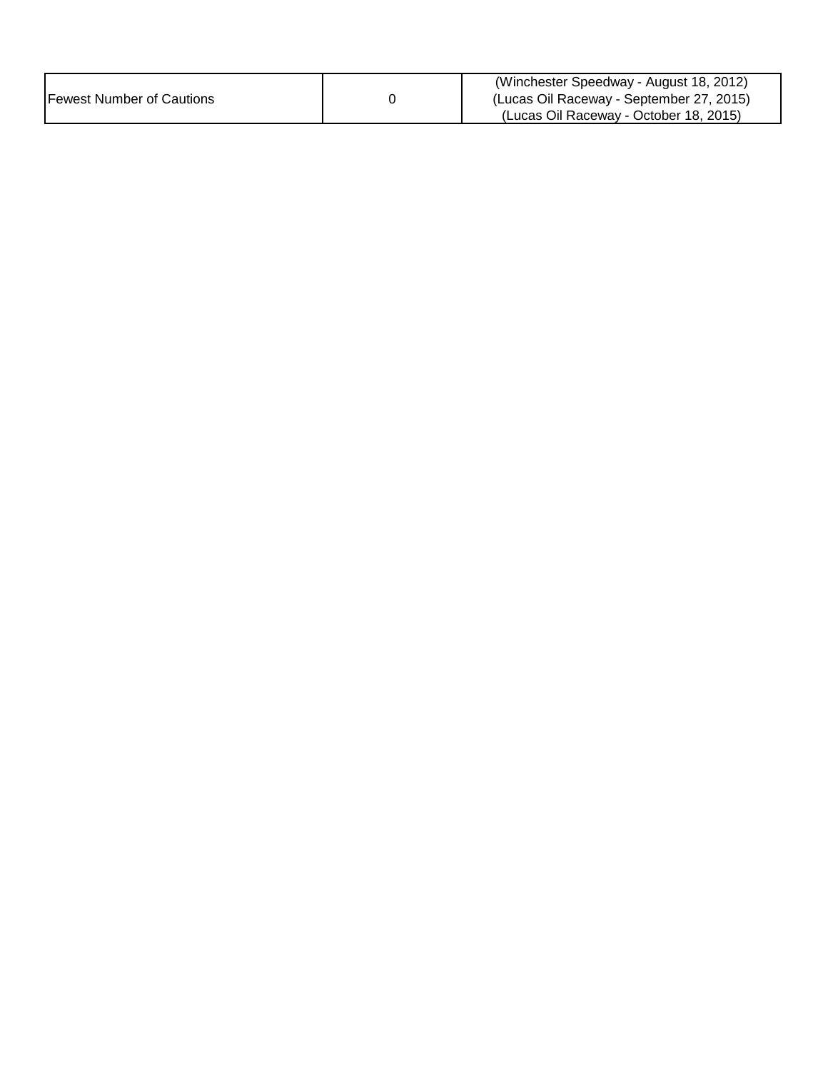| | | |
|---|---|---|
| Fewest Number of Cautions | 0 | (Winchester Speedway - August 18, 2012)<br>(Lucas Oil Raceway - September 27, 2015)<br>(Lucas Oil Raceway - October 18, 2015) |